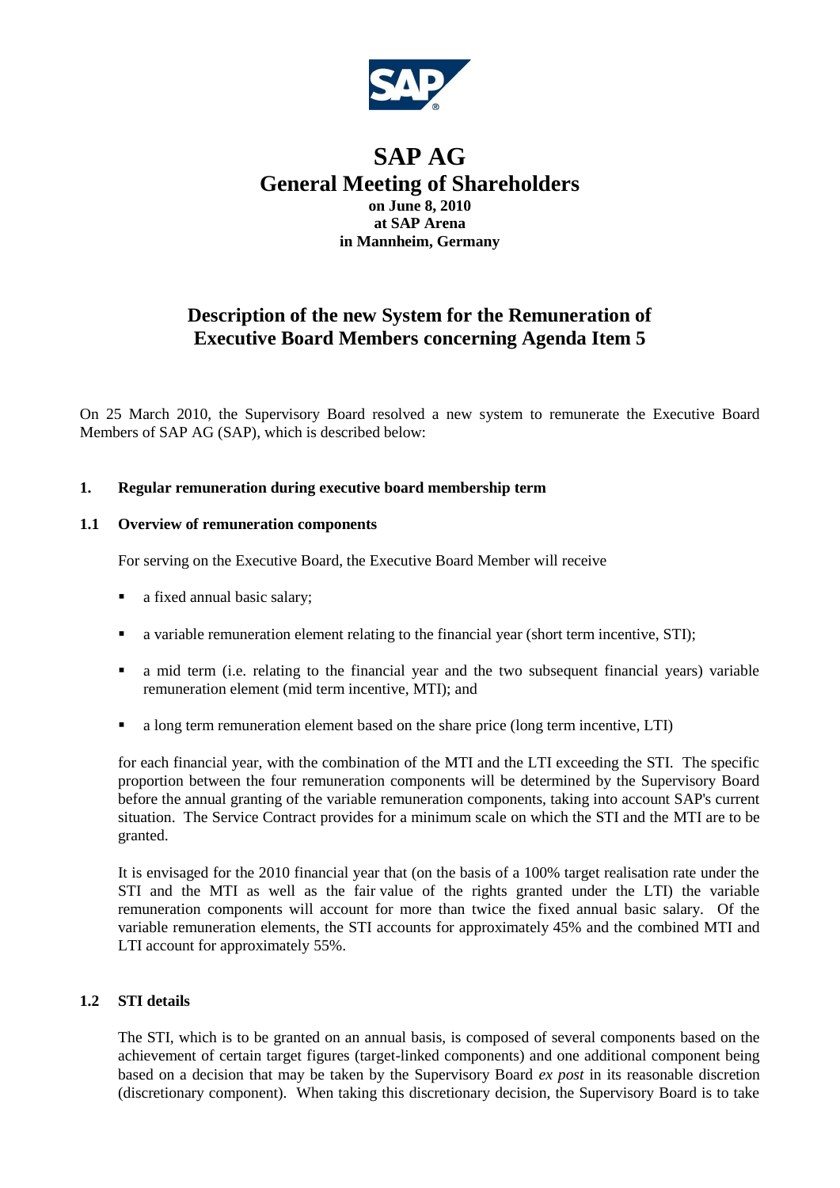# SAP AG

## General Meeting of Shareholders

**on June 8, 2010**
**at SAP Arena**
**in Mannheim, Germany**

## Description of the new System for the Remuneration of Executive Board Members concerning Agenda Item 5

On 25 March 2010, the Supervisory Board resolved a new system to remunerate the Executive Board Members of SAP AG (SAP), which is described below:

### 1. Regular remuneration during executive board membership term

#### 1.1 Overview of remuneration components

For serving on the Executive Board, the Executive Board Member will receive

- a fixed annual basic salary;
- a variable remuneration element relating to the financial year (short term incentive, STI);
- a mid term (i.e. relating to the financial year and the two subsequent financial years) variable remuneration element (mid term incentive, MTI); and
- a long term remuneration element based on the share price (long term incentive, LTI)

for each financial year, with the combination of the MTI and the LTI exceeding the STI. The specific proportion between the four remuneration components will be determined by the Supervisory Board before the annual granting of the variable remuneration components, taking into account SAP's current situation. The Service Contract provides for a minimum scale on which the STI and the MTI are to be granted.

It is envisaged for the 2010 financial year that (on the basis of a 100% target realisation rate under the STI and the MTI as well as the fair value of the rights granted under the LTI) the variable remuneration components will account for more than twice the fixed annual basic salary. Of the variable remuneration elements, the STI accounts for approximately 45% and the combined MTI and LTI account for approximately 55%.

#### 1.2 STI details

The STI, which is to be granted on an annual basis, is composed of several components based on the achievement of certain target figures (target-linked components) and one additional component being based on a decision that may be taken by the Supervisory Board *ex post* in its reasonable discretion (discretionary component). When taking this discretionary decision, the Supervisory Board is to take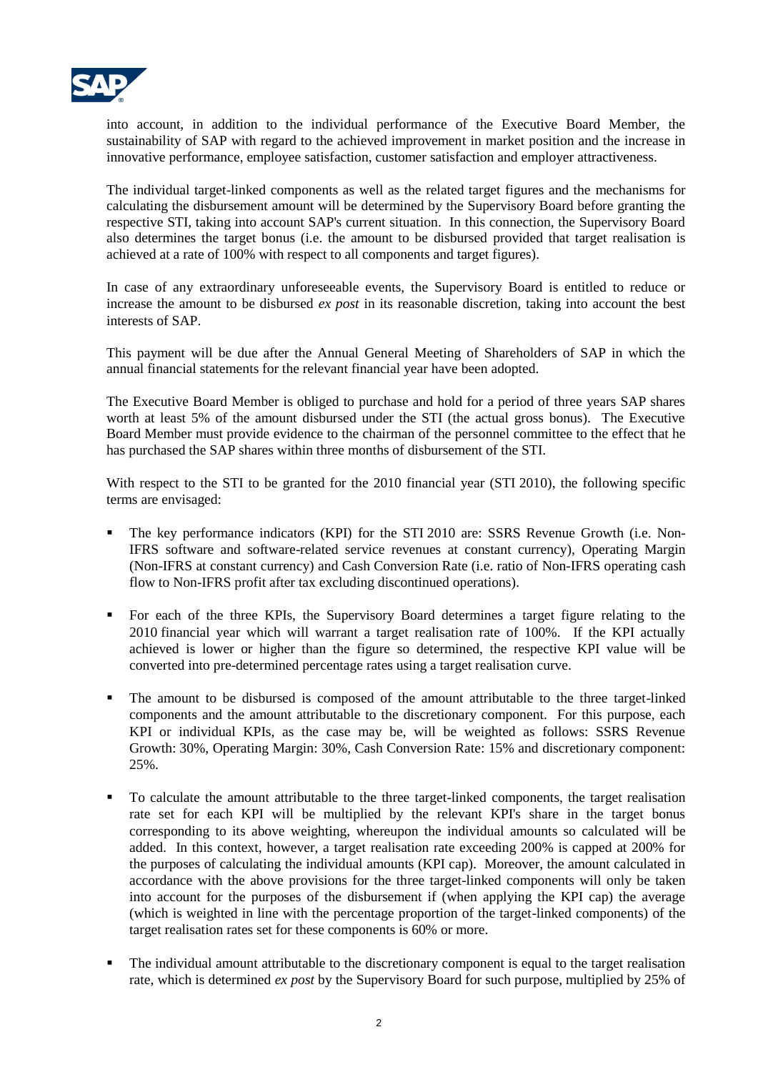into account, in addition to the individual performance of the Executive Board Member, the sustainability of SAP with regard to the achieved improvement in market position and the increase in innovative performance, employee satisfaction, customer satisfaction and employer attractiveness.

The individual target-linked components as well as the related target figures and the mechanisms for calculating the disbursement amount will be determined by the Supervisory Board before granting the respective STI, taking into account SAP's current situation. In this connection, the Supervisory Board also determines the target bonus (i.e. the amount to be disbursed provided that target realisation is achieved at a rate of 100% with respect to all components and target figures).

In case of any extraordinary unforeseeable events, the Supervisory Board is entitled to reduce or increase the amount to be disbursed *ex post* in its reasonable discretion, taking into account the best interests of SAP.

This payment will be due after the Annual General Meeting of Shareholders of SAP in which the annual financial statements for the relevant financial year have been adopted.

The Executive Board Member is obliged to purchase and hold for a period of three years SAP shares worth at least 5% of the amount disbursed under the STI (the actual gross bonus). The Executive Board Member must provide evidence to the chairman of the personnel committee to the effect that he has purchased the SAP shares within three months of disbursement of the STI.

With respect to the STI to be granted for the 2010 financial year (STI 2010), the following specific terms are envisaged:

- The key performance indicators (KPI) for the STI 2010 are: SSRS Revenue Growth (i.e. Non-IFRS software and software-related service revenues at constant currency), Operating Margin (Non-IFRS at constant currency) and Cash Conversion Rate (i.e. ratio of Non-IFRS operating cash flow to Non-IFRS profit after tax excluding discontinued operations).

- For each of the three KPIs, the Supervisory Board determines a target figure relating to the 2010 financial year which will warrant a target realisation rate of 100%. If the KPI actually achieved is lower or higher than the figure so determined, the respective KPI value will be converted into pre-determined percentage rates using a target realisation curve.

- The amount to be disbursed is composed of the amount attributable to the three target-linked components and the amount attributable to the discretionary component. For this purpose, each KPI or individual KPIs, as the case may be, will be weighted as follows: SSRS Revenue Growth: 30%, Operating Margin: 30%, Cash Conversion Rate: 15% and discretionary component: 25%.

- To calculate the amount attributable to the three target-linked components, the target realisation rate set for each KPI will be multiplied by the relevant KPI's share in the target bonus corresponding to its above weighting, whereupon the individual amounts so calculated will be added. In this context, however, a target realisation rate exceeding 200% is capped at 200% for the purposes of calculating the individual amounts (KPI cap). Moreover, the amount calculated in accordance with the above provisions for the three target-linked components will only be taken into account for the purposes of the disbursement if (when applying the KPI cap) the average (which is weighted in line with the percentage proportion of the target-linked components) of the target realisation rates set for these components is 60% or more.

- The individual amount attributable to the discretionary component is equal to the target realisation rate, which is determined *ex post* by the Supervisory Board for such purpose, multiplied by 25% of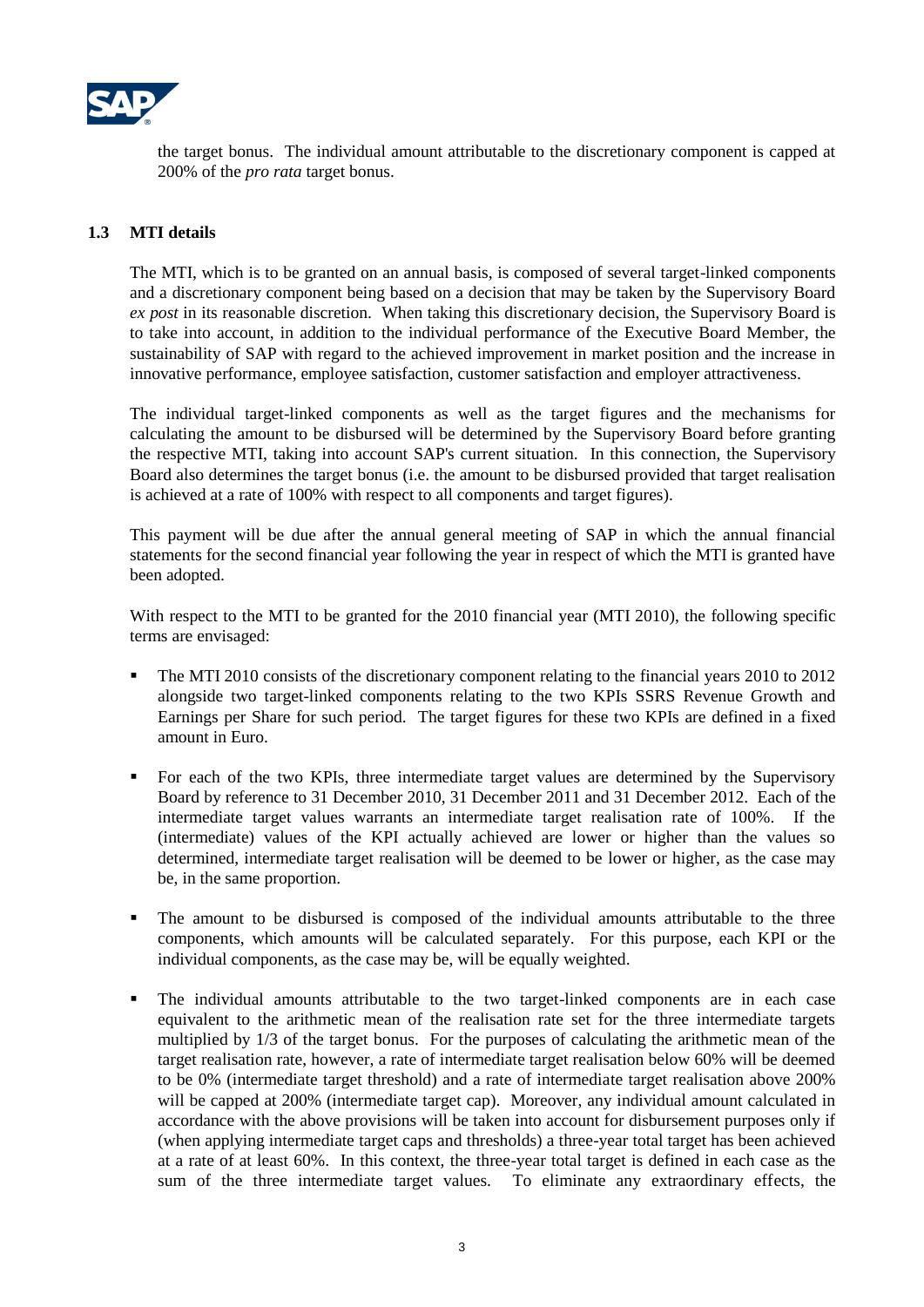the target bonus. The individual amount attributable to the discretionary component is capped at 200% of the *pro rata* target bonus.

## 1.3 MTI details

The MTI, which is to be granted on an annual basis, is composed of several target-linked components and a discretionary component being based on a decision that may be taken by the Supervisory Board *ex post* in its reasonable discretion. When taking this discretionary decision, the Supervisory Board is to take into account, in addition to the individual performance of the Executive Board Member, the sustainability of SAP with regard to the achieved improvement in market position and the increase in innovative performance, employee satisfaction, customer satisfaction and employer attractiveness.

The individual target-linked components as well as the target figures and the mechanisms for calculating the amount to be disbursed will be determined by the Supervisory Board before granting the respective MTI, taking into account SAP's current situation. In this connection, the Supervisory Board also determines the target bonus (i.e. the amount to be disbursed provided that target realisation is achieved at a rate of 100% with respect to all components and target figures).

This payment will be due after the annual general meeting of SAP in which the annual financial statements for the second financial year following the year in respect of which the MTI is granted have been adopted.

With respect to the MTI to be granted for the 2010 financial year (MTI 2010), the following specific terms are envisaged:

- The MTI 2010 consists of the discretionary component relating to the financial years 2010 to 2012 alongside two target-linked components relating to the two KPIs SSRS Revenue Growth and Earnings per Share for such period. The target figures for these two KPIs are defined in a fixed amount in Euro.

- For each of the two KPIs, three intermediate target values are determined by the Supervisory Board by reference to 31 December 2010, 31 December 2011 and 31 December 2012. Each of the intermediate target values warrants an intermediate target realisation rate of 100%. If the (intermediate) values of the KPI actually achieved are lower or higher than the values so determined, intermediate target realisation will be deemed to be lower or higher, as the case may be, in the same proportion.

- The amount to be disbursed is composed of the individual amounts attributable to the three components, which amounts will be calculated separately. For this purpose, each KPI or the individual components, as the case may be, will be equally weighted.

- The individual amounts attributable to the two target-linked components are in each case equivalent to the arithmetic mean of the realisation rate set for the three intermediate targets multiplied by 1/3 of the target bonus. For the purposes of calculating the arithmetic mean of the target realisation rate, however, a rate of intermediate target realisation below 60% will be deemed to be 0% (intermediate target threshold) and a rate of intermediate target realisation above 200% will be capped at 200% (intermediate target cap). Moreover, any individual amount calculated in accordance with the above provisions will be taken into account for disbursement purposes only if (when applying intermediate target caps and thresholds) a three-year total target has been achieved at a rate of at least 60%. In this context, the three-year total target is defined in each case as the sum of the three intermediate target values. To eliminate any extraordinary effects, the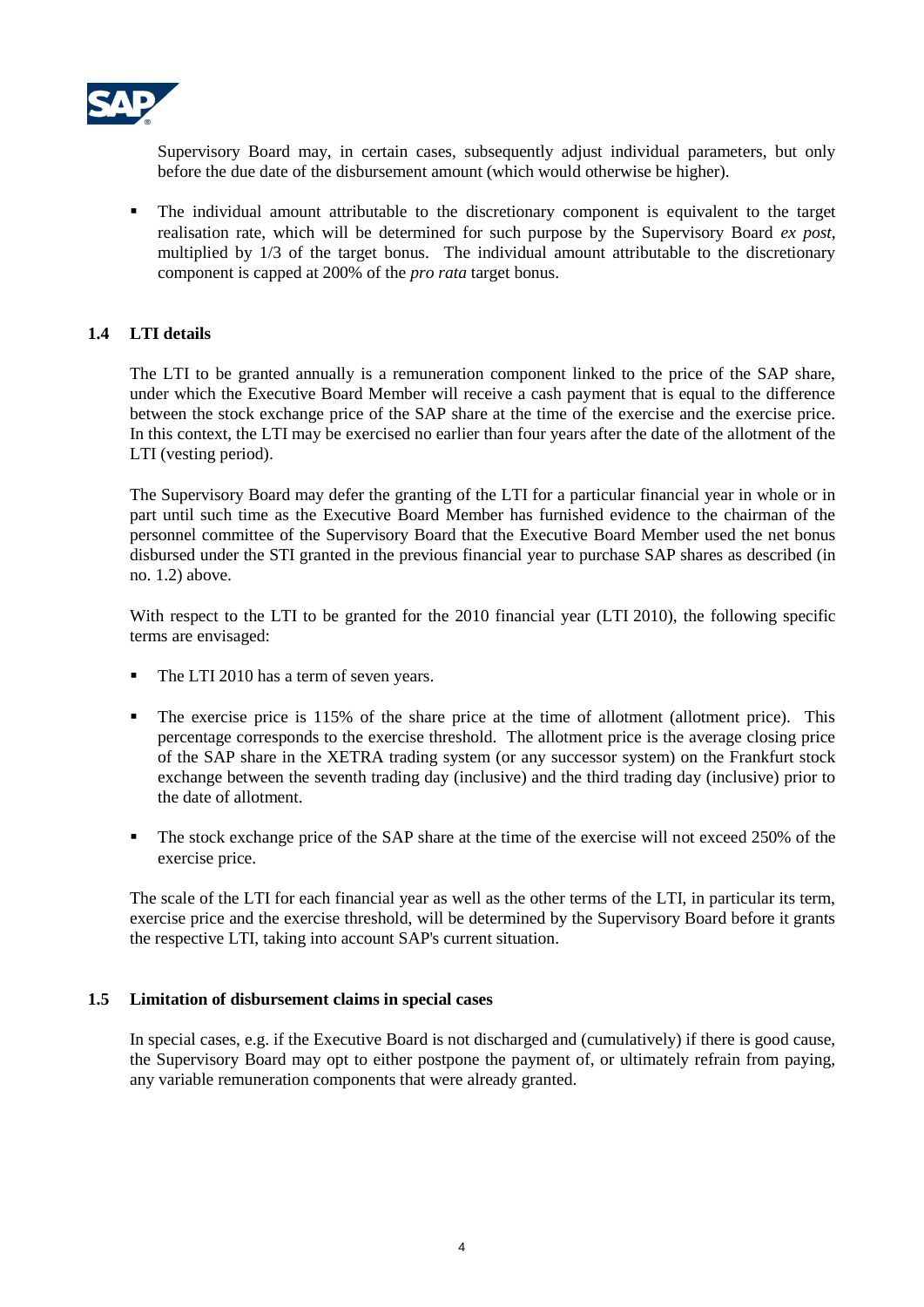Supervisory Board may, in certain cases, subsequently adjust individual parameters, but only before the due date of the disbursement amount (which would otherwise be higher).

- The individual amount attributable to the discretionary component is equivalent to the target realisation rate, which will be determined for such purpose by the Supervisory Board *ex post*, multiplied by 1/3 of the target bonus. The individual amount attributable to the discretionary component is capped at 200% of the *pro rata* target bonus.

### 1.4 LTI details

The LTI to be granted annually is a remuneration component linked to the price of the SAP share, under which the Executive Board Member will receive a cash payment that is equal to the difference between the stock exchange price of the SAP share at the time of the exercise and the exercise price. In this context, the LTI may be exercised no earlier than four years after the date of the allotment of the LTI (vesting period).

The Supervisory Board may defer the granting of the LTI for a particular financial year in whole or in part until such time as the Executive Board Member has furnished evidence to the chairman of the personnel committee of the Supervisory Board that the Executive Board Member used the net bonus disbursed under the STI granted in the previous financial year to purchase SAP shares as described (in no. 1.2) above.

With respect to the LTI to be granted for the 2010 financial year (LTI 2010), the following specific terms are envisaged:

- The LTI 2010 has a term of seven years.
- The exercise price is 115% of the share price at the time of allotment (allotment price). This percentage corresponds to the exercise threshold. The allotment price is the average closing price of the SAP share in the XETRA trading system (or any successor system) on the Frankfurt stock exchange between the seventh trading day (inclusive) and the third trading day (inclusive) prior to the date of allotment.
- The stock exchange price of the SAP share at the time of the exercise will not exceed 250% of the exercise price.

The scale of the LTI for each financial year as well as the other terms of the LTI, in particular its term, exercise price and the exercise threshold, will be determined by the Supervisory Board before it grants the respective LTI, taking into account SAP's current situation.

### 1.5 Limitation of disbursement claims in special cases

In special cases, e.g. if the Executive Board is not discharged and (cumulatively) if there is good cause, the Supervisory Board may opt to either postpone the payment of, or ultimately refrain from paying, any variable remuneration components that were already granted.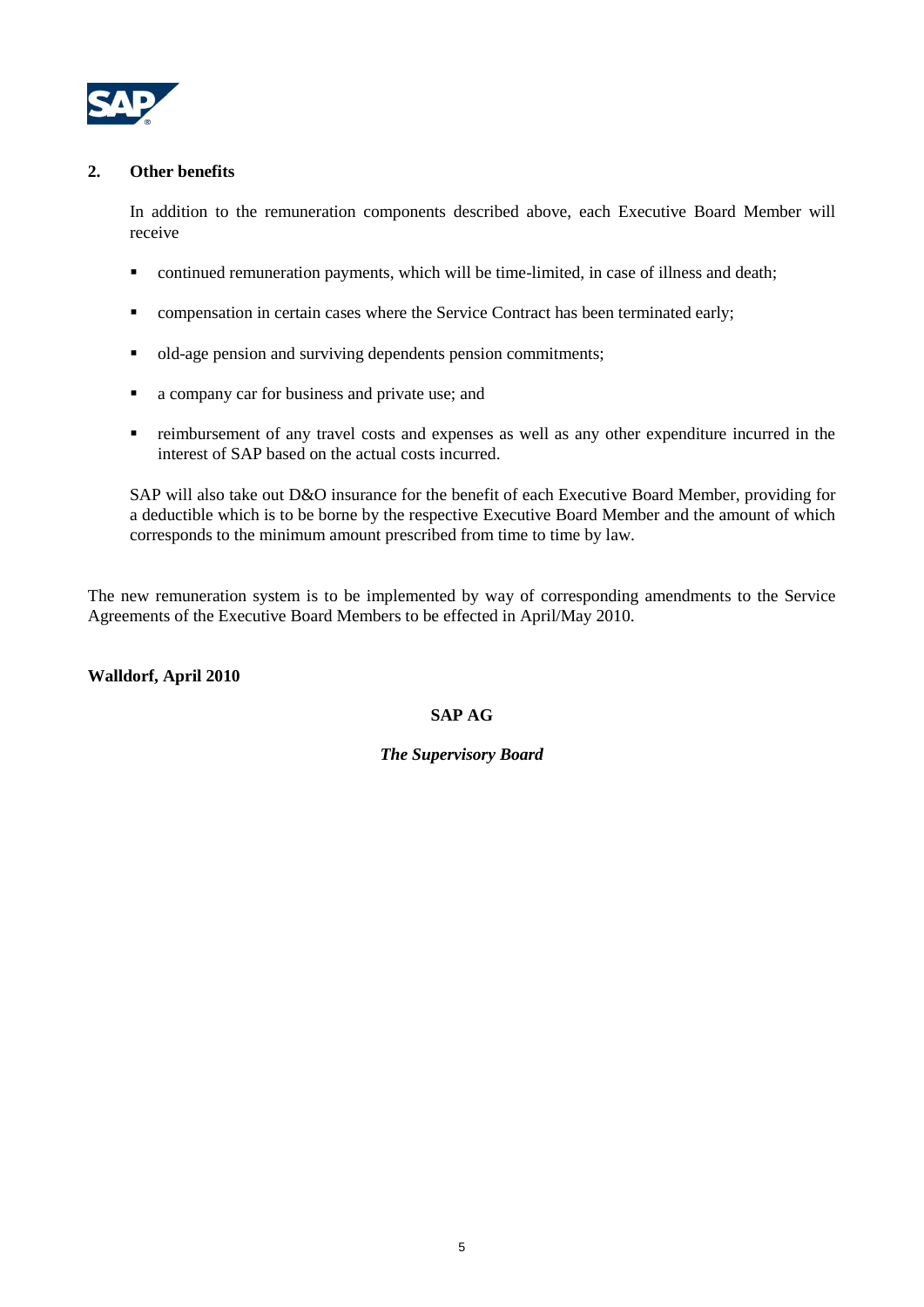## 2. Other benefits

In addition to the remuneration components described above, each Executive Board Member will receive

- continued remuneration payments, which will be time-limited, in case of illness and death;
- compensation in certain cases where the Service Contract has been terminated early;
- old-age pension and surviving dependents pension commitments;
- a company car for business and private use; and
- reimbursement of any travel costs and expenses as well as any other expenditure incurred in the interest of SAP based on the actual costs incurred.

SAP will also take out D&O insurance for the benefit of each Executive Board Member, providing for a deductible which is to be borne by the respective Executive Board Member and the amount of which corresponds to the minimum amount prescribed from time to time by law.

The new remuneration system is to be implemented by way of corresponding amendments to the Service Agreements of the Executive Board Members to be effected in April/May 2010.

**Walldorf, April 2010**

**SAP AG**

***The Supervisory Board***